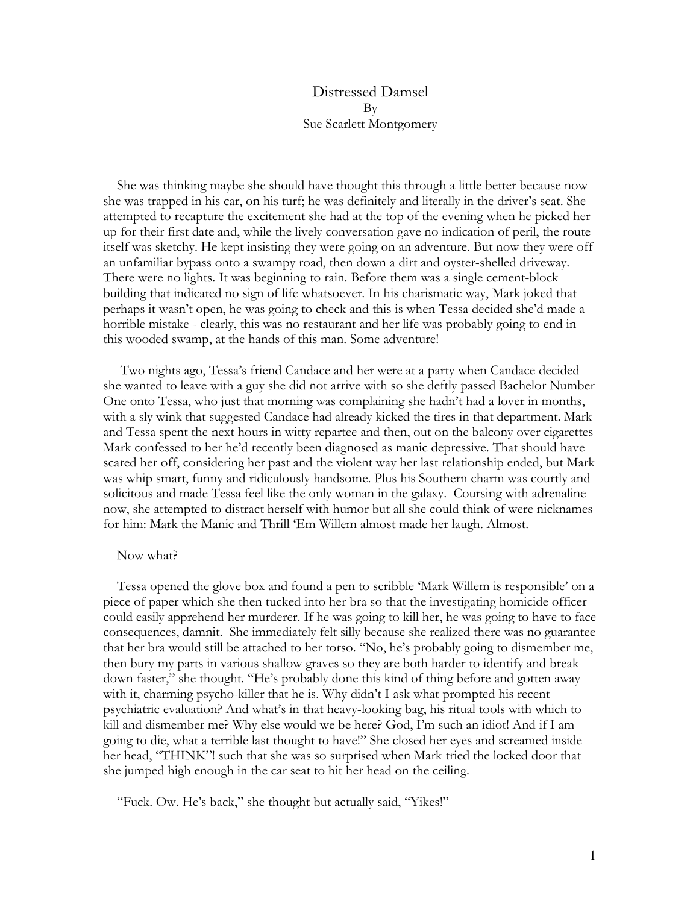# Distressed Damsel

By

Sue Scarlett Montgomery

She was thinking maybe she should have thought this through a little better because now she was trapped in his car, on his turf; he was definitely and literally in the driver's seat. She attempted to recapture the excitement she had at the top of the evening when he picked her up for their first date and, while the lively conversation gave no indication of peril, the route itself was sketchy. He kept insisting they were going on an adventure. But now they were off an unfamiliar bypass onto a swampy road, then down a dirt and oyster-shelled driveway. There were no lights. It was beginning to rain. Before them was a single cement-block building that indicated no sign of life whatsoever. In his charismatic way, Mark joked that perhaps it wasn't open, he was going to check and this is when Tessa decided she'd made a horrible mistake - clearly, this was no restaurant and her life was probably going to end in this wooded swamp, at the hands of this man. Some adventure!

Two nights ago, Tessa's friend Candace and her were at a party when Candace decided she wanted to leave with a guy she did not arrive with so she deftly passed Bachelor Number One onto Tessa, who just that morning was complaining she hadn't had a lover in months, with a sly wink that suggested Candace had already kicked the tires in that department. Mark and Tessa spent the next hours in witty repartee and then, out on the balcony over cigarettes Mark confessed to her he'd recently been diagnosed as manic depressive. That should have scared her off, considering her past and the violent way her last relationship ended, but Mark was whip smart, funny and ridiculously handsome. Plus his Southern charm was courtly and solicitous and made Tessa feel like the only woman in the galaxy. Coursing with adrenaline now, she attempted to distract herself with humor but all she could think of were nicknames for him: Mark the Manic and Thrill 'Em Willem almost made her laugh. Almost.

Now what?

Tessa opened the glove box and found a pen to scribble 'Mark Willem is responsible' on a piece of paper which she then tucked into her bra so that the investigating homicide officer could easily apprehend her murderer. If he was going to kill her, he was going to have to face consequences, damnit. She immediately felt silly because she realized there was no guarantee that her bra would still be attached to her torso. "No, he's probably going to dismember me, then bury my parts in various shallow graves so they are both harder to identify and break down faster," she thought. "He's probably done this kind of thing before and gotten away with it, charming psycho-killer that he is. Why didn't I ask what prompted his recent psychiatric evaluation? And what's in that heavy-looking bag, his ritual tools with which to kill and dismember me? Why else would we be here? God, I'm such an idiot! And if I am going to die, what a terrible last thought to have!" She closed her eyes and screamed inside her head, "THINK"! such that she was so surprised when Mark tried the locked door that she jumped high enough in the car seat to hit her head on the ceiling.

"Fuck. Ow. He's back," she thought but actually said, "Yikes!"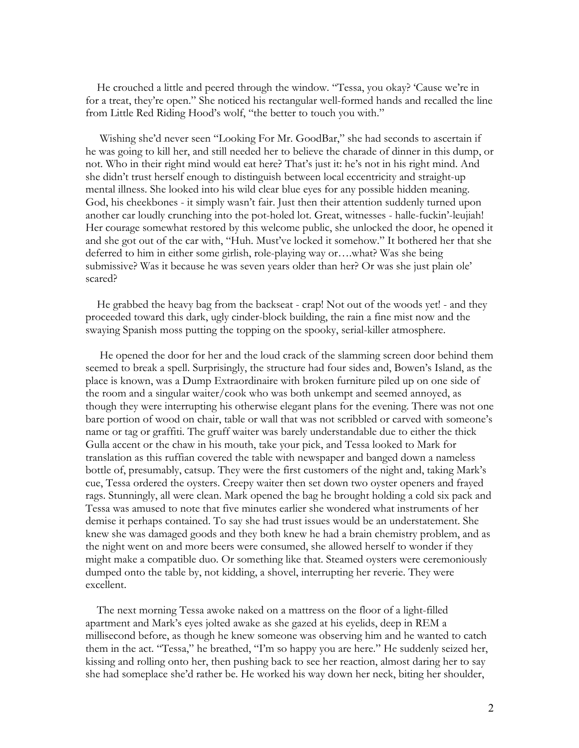He crouched a little and peered through the window. "Tessa, you okay? 'Cause we're in for a treat, they're open." She noticed his rectangular well-formed hands and recalled the line from Little Red Riding Hood's wolf, "the better to touch you with."

Wishing she'd never seen "Looking For Mr. GoodBar," she had seconds to ascertain if he was going to kill her, and still needed her to believe the charade of dinner in this dump, or not. Who in their right mind would eat here? That's just it: he's not in his right mind. And she didn't trust herself enough to distinguish between local eccentricity and straight-up mental illness. She looked into his wild clear blue eyes for any possible hidden meaning. God, his cheekbones - it simply wasn't fair. Just then their attention suddenly turned upon another car loudly crunching into the pot-holed lot. Great, witnesses - halle-fuckin'-leujiah! Her courage somewhat restored by this welcome public, she unlocked the door, he opened it and she got out of the car with, "Huh. Must've locked it somehow." It bothered her that she deferred to him in either some girlish, role-playing way or….what? Was she being submissive? Was it because he was seven years older than her? Or was she just plain ole' scared?

He grabbed the heavy bag from the backseat - crap! Not out of the woods yet! - and they proceeded toward this dark, ugly cinder-block building, the rain a fine mist now and the swaying Spanish moss putting the topping on the spooky, serial-killer atmosphere.

He opened the door for her and the loud crack of the slamming screen door behind them seemed to break a spell. Surprisingly, the structure had four sides and, Bowen's Island, as the place is known, was a Dump Extraordinaire with broken furniture piled up on one side of the room and a singular waiter/cook who was both unkempt and seemed annoyed, as though they were interrupting his otherwise elegant plans for the evening. There was not one bare portion of wood on chair, table or wall that was not scribbled or carved with someone's name or tag or graffiti. The gruff waiter was barely understandable due to either the thick Gulla accent or the chaw in his mouth, take your pick, and Tessa looked to Mark for translation as this ruffian covered the table with newspaper and banged down a nameless bottle of, presumably, catsup. They were the first customers of the night and, taking Mark's cue, Tessa ordered the oysters. Creepy waiter then set down two oyster openers and frayed rags. Stunningly, all were clean. Mark opened the bag he brought holding a cold six pack and Tessa was amused to note that five minutes earlier she wondered what instruments of her demise it perhaps contained. To say she had trust issues would be an understatement. She knew she was damaged goods and they both knew he had a brain chemistry problem, and as the night went on and more beers were consumed, she allowed herself to wonder if they might make a compatible duo. Or something like that. Steamed oysters were ceremoniously dumped onto the table by, not kidding, a shovel, interrupting her reverie. They were excellent.

The next morning Tessa awoke naked on a mattress on the floor of a light-filled apartment and Mark's eyes jolted awake as she gazed at his eyelids, deep in REM a millisecond before, as though he knew someone was observing him and he wanted to catch them in the act. "Tessa," he breathed, "I'm so happy you are here." He suddenly seized her, kissing and rolling onto her, then pushing back to see her reaction, almost daring her to say she had someplace she'd rather be. He worked his way down her neck, biting her shoulder,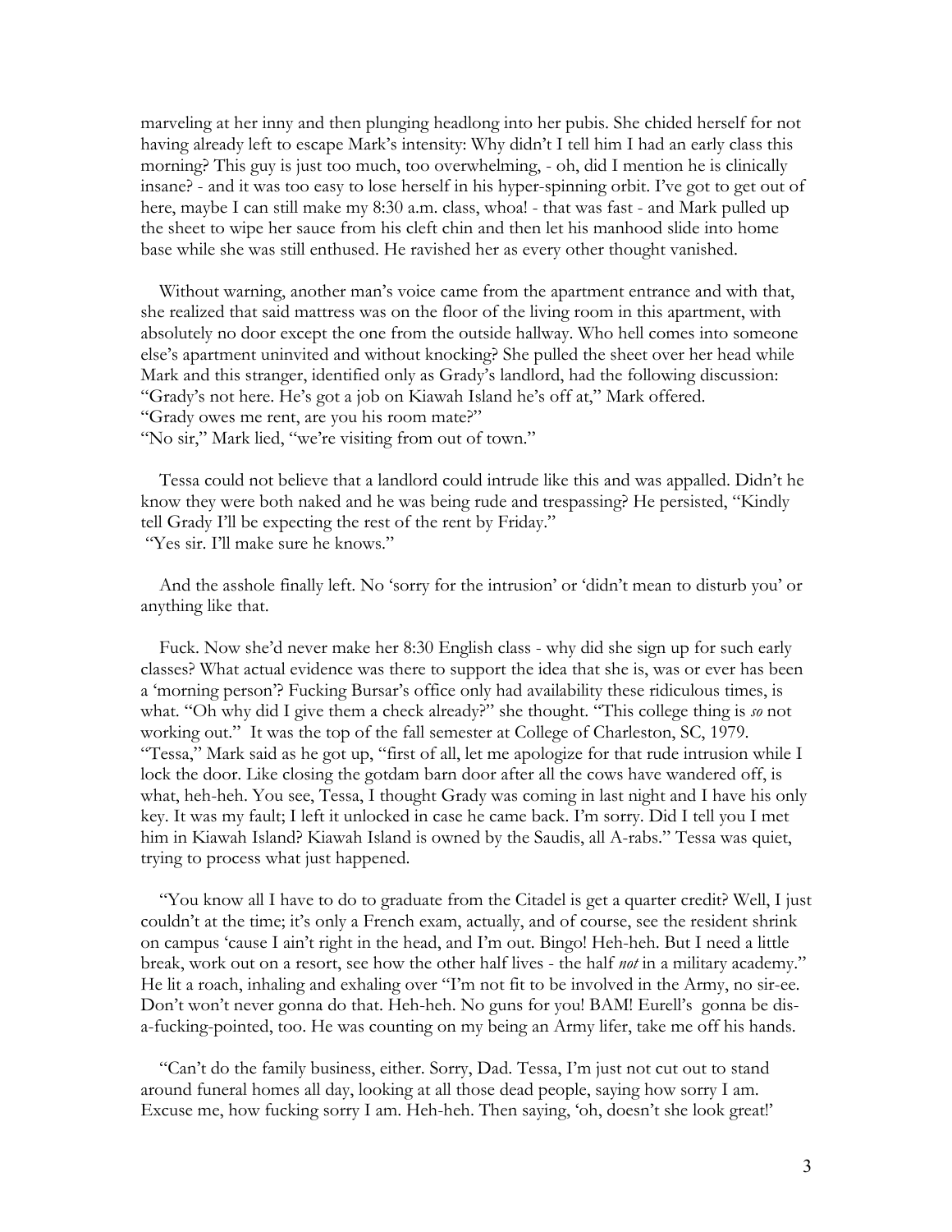marveling at her inny and then plunging headlong into her pubis. She chided herself for not having already left to escape Mark's intensity: Why didn't I tell him I had an early class this morning? This guy is just too much, too overwhelming, - oh, did I mention he is clinically insane? - and it was too easy to lose herself in his hyper-spinning orbit. I've got to get out of here, maybe I can still make my 8:30 a.m. class, whoa! - that was fast - and Mark pulled up the sheet to wipe her sauce from his cleft chin and then let his manhood slide into home base while she was still enthused. He ravished her as every other thought vanished.

Without warning, another man's voice came from the apartment entrance and with that, she realized that said mattress was on the floor of the living room in this apartment, with absolutely no door except the one from the outside hallway. Who hell comes into someone else's apartment uninvited and without knocking? She pulled the sheet over her head while Mark and this stranger, identified only as Grady's landlord, had the following discussion:
"Grady's not here. He's got a job on Kiawah Island he's off at," Mark offered.
"Grady owes me rent, are you his room mate?"
"No sir," Mark lied, "we're visiting from out of town."

Tessa could not believe that a landlord could intrude like this and was appalled. Didn't he know they were both naked and he was being rude and trespassing? He persisted, "Kindly tell Grady I'll be expecting the rest of the rent by Friday."
"Yes sir. I'll make sure he knows."

And the asshole finally left. No 'sorry for the intrusion' or 'didn't mean to disturb you' or anything like that.

Fuck. Now she'd never make her 8:30 English class - why did she sign up for such early classes? What actual evidence was there to support the idea that she is, was or ever has been a 'morning person'? Fucking Bursar's office only had availability these ridiculous times, is what. "Oh why did I give them a check already?" she thought. "This college thing is *so* not working out." It was the top of the fall semester at College of Charleston, SC, 1979.
"Tessa," Mark said as he got up, "first of all, let me apologize for that rude intrusion while I lock the door. Like closing the gotdam barn door after all the cows have wandered off, is what, heh-heh. You see, Tessa, I thought Grady was coming in last night and I have his only key. It was my fault; I left it unlocked in case he came back. I'm sorry. Did I tell you I met him in Kiawah Island? Kiawah Island is owned by the Saudis, all A-rabs." Tessa was quiet, trying to process what just happened.

"You know all I have to do to graduate from the Citadel is get a quarter credit? Well, I just couldn't at the time; it's only a French exam, actually, and of course, see the resident shrink on campus 'cause I ain't right in the head, and I'm out. Bingo! Heh-heh. But I need a little break, work out on a resort, see how the other half lives - the half *not* in a military academy." He lit a roach, inhaling and exhaling over "I'm not fit to be involved in the Army, no sir-ee. Don't won't never gonna do that. Heh-heh. No guns for you! BAM! Eurell's gonna be dis-a-fucking-pointed, too. He was counting on my being an Army lifer, take me off his hands.

"Can't do the family business, either. Sorry, Dad. Tessa, I'm just not cut out to stand around funeral homes all day, looking at all those dead people, saying how sorry I am. Excuse me, how fucking sorry I am. Heh-heh. Then saying, 'oh, doesn't she look great!'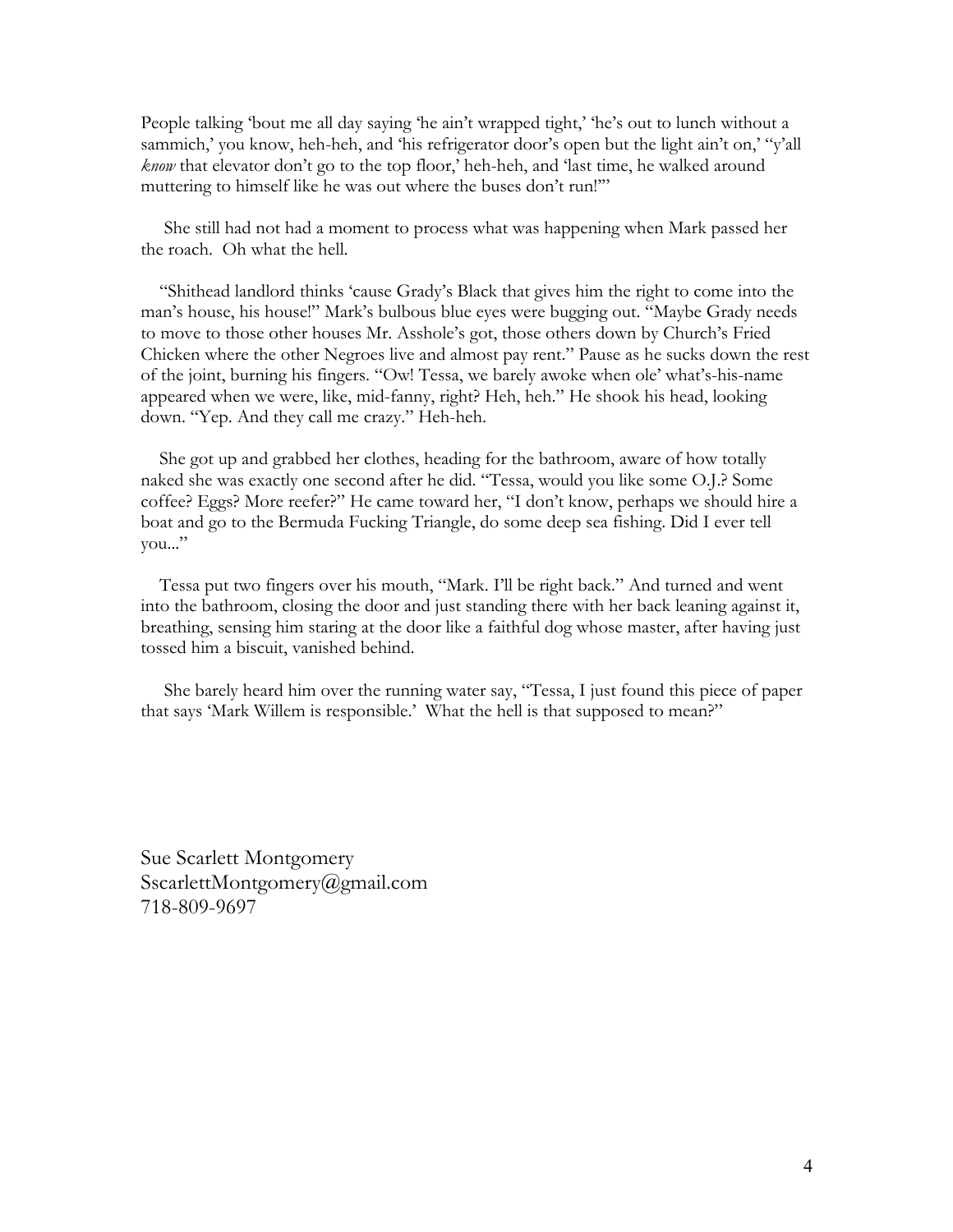People talking 'bout me all day saying 'he ain't wrapped tight,' 'he's out to lunch without a sammich,' you know, heh-heh, and 'his refrigerator door's open but the light ain't on,' "y'all *know* that elevator don't go to the top floor,' heh-heh, and 'last time, he walked around muttering to himself like he was out where the buses don't run!'"

She still had not had a moment to process what was happening when Mark passed her the roach. Oh what the hell.

"Shithead landlord thinks 'cause Grady's Black that gives him the right to come into the man's house, his house!" Mark's bulbous blue eyes were bugging out. "Maybe Grady needs to move to those other houses Mr. Asshole's got, those others down by Church's Fried Chicken where the other Negroes live and almost pay rent." Pause as he sucks down the rest of the joint, burning his fingers. "Ow! Tessa, we barely awoke when ole' what's-his-name appeared when we were, like, mid-fanny, right? Heh, heh." He shook his head, looking down. "Yep. And they call me crazy." Heh-heh.

She got up and grabbed her clothes, heading for the bathroom, aware of how totally naked she was exactly one second after he did. "Tessa, would you like some O.J.? Some coffee? Eggs? More reefer?" He came toward her, "I don't know, perhaps we should hire a boat and go to the Bermuda Fucking Triangle, do some deep sea fishing. Did I ever tell you..."

Tessa put two fingers over his mouth, "Mark. I'll be right back." And turned and went into the bathroom, closing the door and just standing there with her back leaning against it, breathing, sensing him staring at the door like a faithful dog whose master, after having just tossed him a biscuit, vanished behind.

She barely heard him over the running water say, "Tessa, I just found this piece of paper that says 'Mark Willem is responsible.' What the hell is that supposed to mean?"

Sue Scarlett Montgomery
SscarlettMontgomery@gmail.com
718-809-9697